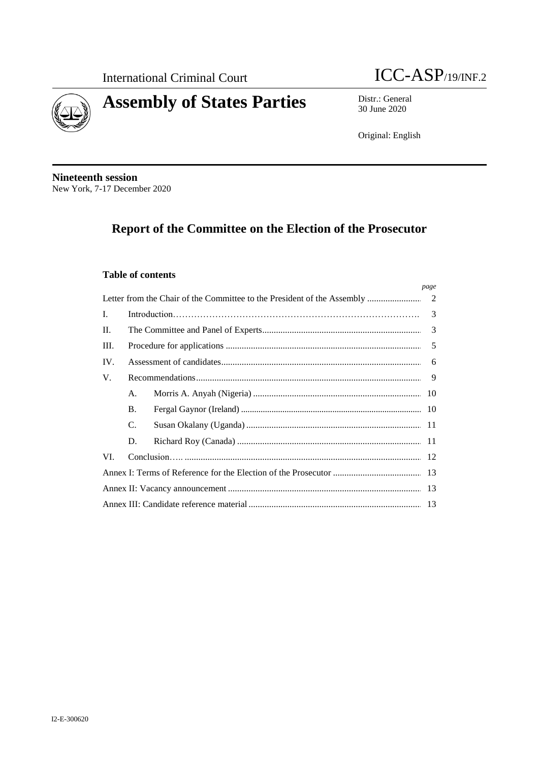International Criminal Court

ICC-ASP/19/INF.2

# Assembly of States Parties

Distr.: General
30 June 2020

Original: English

**Nineteenth session**
New York, 7-17 December 2020

## Report of the Committee on the Election of the Prosecutor

### Table of contents

| | | | *page* |
|---|---|---|---|
| Letter from the Chair of the Committee to the President of the Assembly | | | 2 |
| I. | Introduction | | 3 |
| II. | The Committee and Panel of Experts | | 3 |
| III. | Procedure for applications | | 5 |
| IV. | Assessment of candidates | | 6 |
| V. | Recommendations | | 9 |
| | A. | Morris A. Anyah (Nigeria) | 10 |
| | B. | Fergal Gaynor (Ireland) | 10 |
| | C. | Susan Okalany (Uganda) | 11 |
| | D. | Richard Roy (Canada) | 11 |
| VI. | Conclusion | | 12 |
| Annex I: Terms of Reference for the Election of the Prosecutor | | | 13 |
| Annex II: Vacancy announcement | | | 13 |
| Annex III: Candidate reference material | | | 13 |

I2-E-300620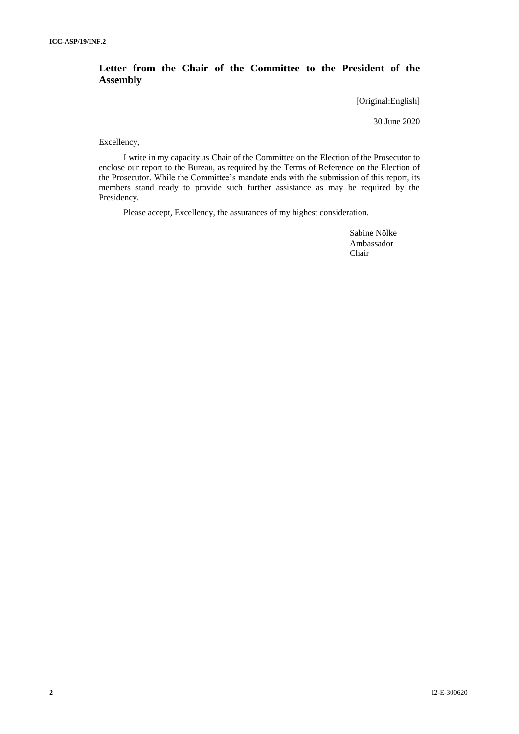## Letter from the Chair of the Committee to the President of the Assembly

[Original:English]

30 June 2020

Excellency,

I write in my capacity as Chair of the Committee on the Election of the Prosecutor to enclose our report to the Bureau, as required by the Terms of Reference on the Election of the Prosecutor. While the Committee's mandate ends with the submission of this report, its members stand ready to provide such further assistance as may be required by the Presidency.

Please accept, Excellency, the assurances of my highest consideration.

Sabine Nölke
Ambassador
Chair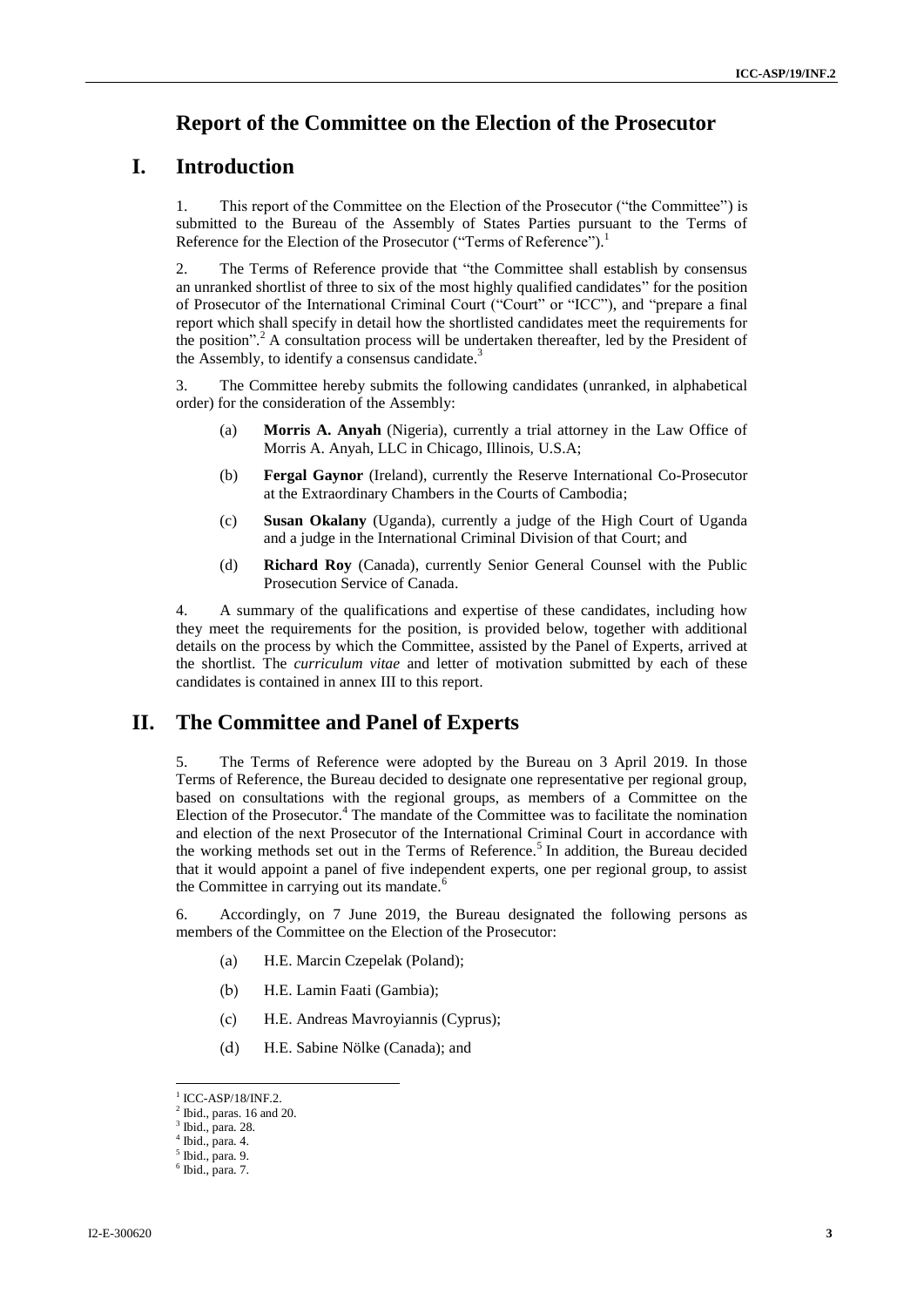## Report of the Committee on the Election of the Prosecutor

# I. Introduction

1. This report of the Committee on the Election of the Prosecutor ("the Committee") is submitted to the Bureau of the Assembly of States Parties pursuant to the Terms of Reference for the Election of the Prosecutor ("Terms of Reference").[1]

2. The Terms of Reference provide that "the Committee shall establish by consensus an unranked shortlist of three to six of the most highly qualified candidates" for the position of Prosecutor of the International Criminal Court ("Court" or "ICC"), and "prepare a final report which shall specify in detail how the shortlisted candidates meet the requirements for the position".[2] A consultation process will be undertaken thereafter, led by the President of the Assembly, to identify a consensus candidate.[3]

3. The Committee hereby submits the following candidates (unranked, in alphabetical order) for the consideration of the Assembly:

(a) **Morris A. Anyah** (Nigeria), currently a trial attorney in the Law Office of Morris A. Anyah, LLC in Chicago, Illinois, U.S.A;

(b) **Fergal Gaynor** (Ireland), currently the Reserve International Co-Prosecutor at the Extraordinary Chambers in the Courts of Cambodia;

(c) **Susan Okalany** (Uganda), currently a judge of the High Court of Uganda and a judge in the International Criminal Division of that Court; and

(d) **Richard Roy** (Canada), currently Senior General Counsel with the Public Prosecution Service of Canada.

4. A summary of the qualifications and expertise of these candidates, including how they meet the requirements for the position, is provided below, together with additional details on the process by which the Committee, assisted by the Panel of Experts, arrived at the shortlist. The *curriculum vitae* and letter of motivation submitted by each of these candidates is contained in annex III to this report.

# II. The Committee and Panel of Experts

5. The Terms of Reference were adopted by the Bureau on 3 April 2019. In those Terms of Reference, the Bureau decided to designate one representative per regional group, based on consultations with the regional groups, as members of a Committee on the Election of the Prosecutor.[4] The mandate of the Committee was to facilitate the nomination and election of the next Prosecutor of the International Criminal Court in accordance with the working methods set out in the Terms of Reference.[5] In addition, the Bureau decided that it would appoint a panel of five independent experts, one per regional group, to assist the Committee in carrying out its mandate.[6]

6. Accordingly, on 7 June 2019, the Bureau designated the following persons as members of the Committee on the Election of the Prosecutor:

(a) H.E. Marcin Czepelak (Poland);

(b) H.E. Lamin Faati (Gambia);

(c) H.E. Andreas Mavroyiannis (Cyprus);

(d) H.E. Sabine Nölke (Canada); and

---

[1] ICC-ASP/18/INF.2.
[2] Ibid., paras. 16 and 20.
[3] Ibid., para. 28.
[4] Ibid., para. 4.
[5] Ibid., para. 9.
[6] Ibid., para. 7.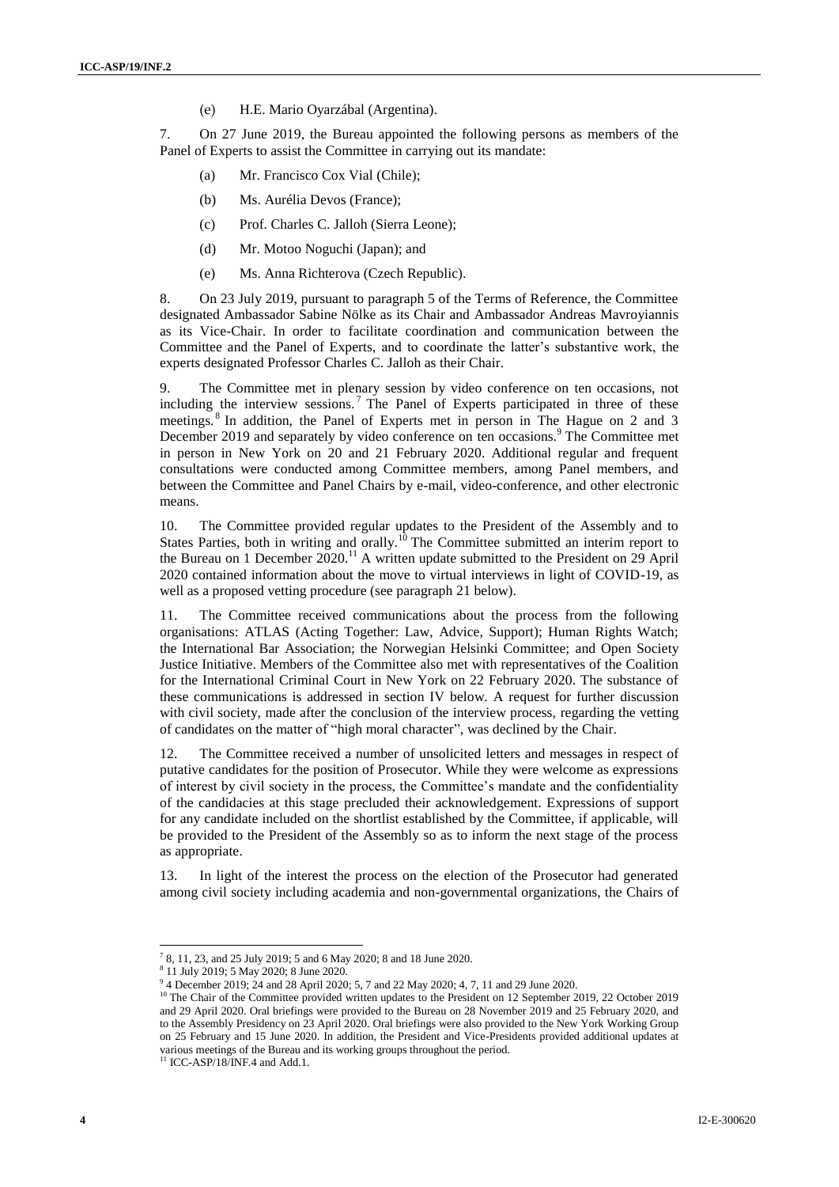(e) H.E. Mario Oyarzábal (Argentina).

7. On 27 June 2019, the Bureau appointed the following persons as members of the Panel of Experts to assist the Committee in carrying out its mandate:

(a) Mr. Francisco Cox Vial (Chile);

(b) Ms. Aurélia Devos (France);

(c) Prof. Charles C. Jalloh (Sierra Leone);

(d) Mr. Motoo Noguchi (Japan); and

(e) Ms. Anna Richterova (Czech Republic).

8. On 23 July 2019, pursuant to paragraph 5 of the Terms of Reference, the Committee designated Ambassador Sabine Nölke as its Chair and Ambassador Andreas Mavroyiannis as its Vice-Chair. In order to facilitate coordination and communication between the Committee and the Panel of Experts, and to coordinate the latter's substantive work, the experts designated Professor Charles C. Jalloh as their Chair.

9. The Committee met in plenary session by video conference on ten occasions, not including the interview sessions.[7] The Panel of Experts participated in three of these meetings.[8] In addition, the Panel of Experts met in person in The Hague on 2 and 3 December 2019 and separately by video conference on ten occasions.[9] The Committee met in person in New York on 20 and 21 February 2020. Additional regular and frequent consultations were conducted among Committee members, among Panel members, and between the Committee and Panel Chairs by e-mail, video-conference, and other electronic means.

10. The Committee provided regular updates to the President of the Assembly and to States Parties, both in writing and orally.[10] The Committee submitted an interim report to the Bureau on 1 December 2020.[11] A written update submitted to the President on 29 April 2020 contained information about the move to virtual interviews in light of COVID-19, as well as a proposed vetting procedure (see paragraph 21 below).

11. The Committee received communications about the process from the following organisations: ATLAS (Acting Together: Law, Advice, Support); Human Rights Watch; the International Bar Association; the Norwegian Helsinki Committee; and Open Society Justice Initiative. Members of the Committee also met with representatives of the Coalition for the International Criminal Court in New York on 22 February 2020. The substance of these communications is addressed in section IV below. A request for further discussion with civil society, made after the conclusion of the interview process, regarding the vetting of candidates on the matter of "high moral character", was declined by the Chair.

12. The Committee received a number of unsolicited letters and messages in respect of putative candidates for the position of Prosecutor. While they were welcome as expressions of interest by civil society in the process, the Committee's mandate and the confidentiality of the candidacies at this stage precluded their acknowledgement. Expressions of support for any candidate included on the shortlist established by the Committee, if applicable, will be provided to the President of the Assembly so as to inform the next stage of the process as appropriate.

13. In light of the interest the process on the election of the Prosecutor had generated among civil society including academia and non-governmental organizations, the Chairs of

---

[7] 8, 11, 23, and 25 July 2019; 5 and 6 May 2020; 8 and 18 June 2020.

[8] 11 July 2019; 5 May 2020; 8 June 2020.

[9] 4 December 2019; 24 and 28 April 2020; 5, 7 and 22 May 2020; 4, 7, 11 and 29 June 2020.

[10] The Chair of the Committee provided written updates to the President on 12 September 2019, 22 October 2019 and 29 April 2020. Oral briefings were provided to the Bureau on 28 November 2019 and 25 February 2020, and to the Assembly Presidency on 23 April 2020. Oral briefings were also provided to the New York Working Group on 25 February and 15 June 2020. In addition, the President and Vice-Presidents provided additional updates at various meetings of the Bureau and its working groups throughout the period.

[11] ICC-ASP/18/INF.4 and Add.1.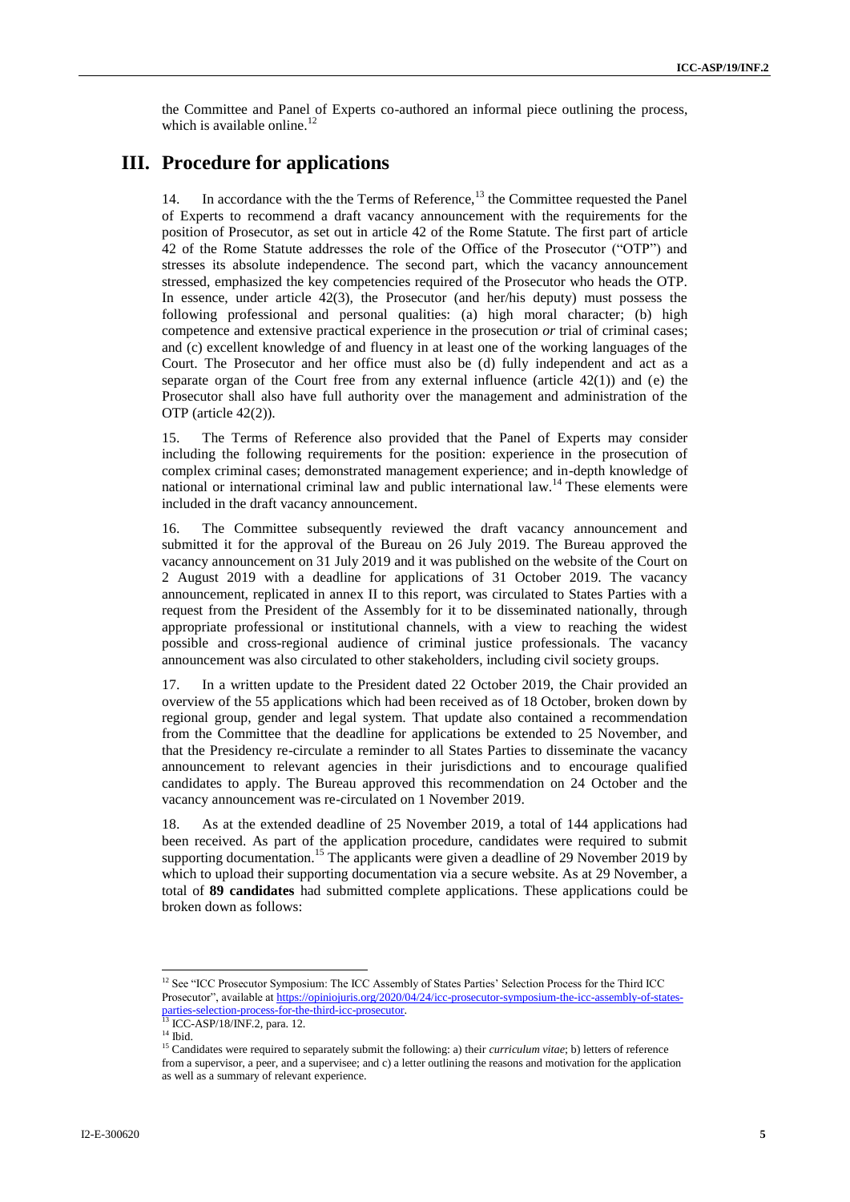the Committee and Panel of Experts co-authored an informal piece outlining the process, which is available online.[12]

# III. Procedure for applications

14. In accordance with the the Terms of Reference,[13] the Committee requested the Panel of Experts to recommend a draft vacancy announcement with the requirements for the position of Prosecutor, as set out in article 42 of the Rome Statute. The first part of article 42 of the Rome Statute addresses the role of the Office of the Prosecutor ("OTP") and stresses its absolute independence. The second part, which the vacancy announcement stressed, emphasized the key competencies required of the Prosecutor who heads the OTP. In essence, under article 42(3), the Prosecutor (and her/his deputy) must possess the following professional and personal qualities: (a) high moral character; (b) high competence and extensive practical experience in the prosecution *or* trial of criminal cases; and (c) excellent knowledge of and fluency in at least one of the working languages of the Court. The Prosecutor and her office must also be (d) fully independent and act as a separate organ of the Court free from any external influence (article 42(1)) and (e) the Prosecutor shall also have full authority over the management and administration of the OTP (article 42(2)).

15. The Terms of Reference also provided that the Panel of Experts may consider including the following requirements for the position: experience in the prosecution of complex criminal cases; demonstrated management experience; and in-depth knowledge of national or international criminal law and public international law.[14] These elements were included in the draft vacancy announcement.

16. The Committee subsequently reviewed the draft vacancy announcement and submitted it for the approval of the Bureau on 26 July 2019. The Bureau approved the vacancy announcement on 31 July 2019 and it was published on the website of the Court on 2 August 2019 with a deadline for applications of 31 October 2019. The vacancy announcement, replicated in annex II to this report, was circulated to States Parties with a request from the President of the Assembly for it to be disseminated nationally, through appropriate professional or institutional channels, with a view to reaching the widest possible and cross-regional audience of criminal justice professionals. The vacancy announcement was also circulated to other stakeholders, including civil society groups.

17. In a written update to the President dated 22 October 2019, the Chair provided an overview of the 55 applications which had been received as of 18 October, broken down by regional group, gender and legal system. That update also contained a recommendation from the Committee that the deadline for applications be extended to 25 November, and that the Presidency re-circulate a reminder to all States Parties to disseminate the vacancy announcement to relevant agencies in their jurisdictions and to encourage qualified candidates to apply. The Bureau approved this recommendation on 24 October and the vacancy announcement was re-circulated on 1 November 2019.

18. As at the extended deadline of 25 November 2019, a total of 144 applications had been received. As part of the application procedure, candidates were required to submit supporting documentation.[15] The applicants were given a deadline of 29 November 2019 by which to upload their supporting documentation via a secure website. As at 29 November, a total of **89 candidates** had submitted complete applications. These applications could be broken down as follows:

---

[12] See "ICC Prosecutor Symposium: The ICC Assembly of States Parties' Selection Process for the Third ICC Prosecutor", available at https://opiniojuris.org/2020/04/24/icc-prosecutor-symposium-the-icc-assembly-of-states-parties-selection-process-for-the-third-icc-prosecutor.

[13] ICC-ASP/18/INF.2, para. 12.

[14] Ibid.

[15] Candidates were required to separately submit the following: a) their *curriculum vitae*; b) letters of reference from a supervisor, a peer, and a supervisee; and c) a letter outlining the reasons and motivation for the application as well as a summary of relevant experience.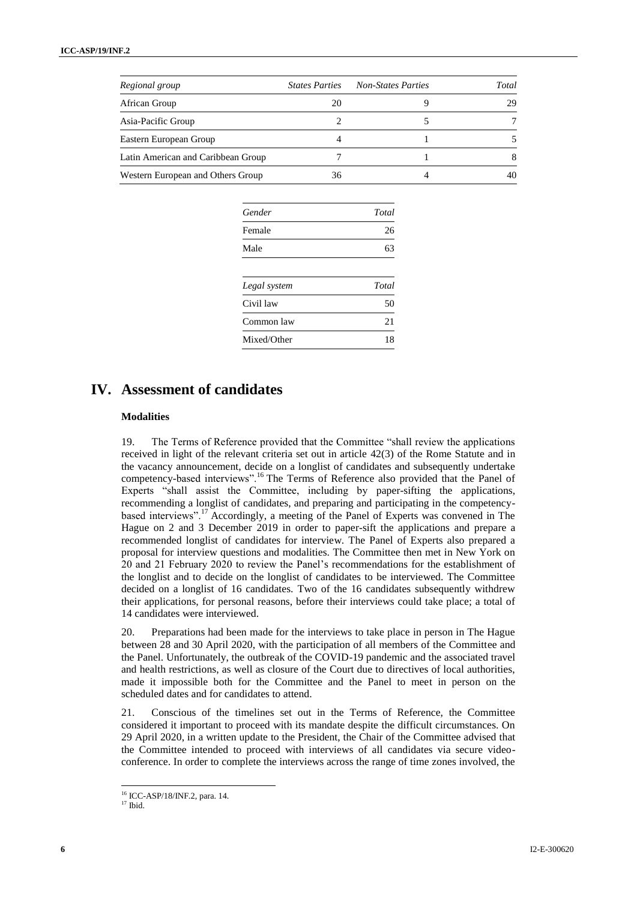| *Regional group* | *States Parties* | *Non-States Parties* | *Total* |
|---|---|---|---|
| African Group | 20 | 9 | 29 |
| Asia-Pacific Group | 2 | 5 | 7 |
| Eastern European Group | 4 | 1 | 5 |
| Latin American and Caribbean Group | 7 | 1 | 8 |
| Western European and Others Group | 36 | 4 | 40 |

| *Gender* | *Total* |
|---|---|
| Female | 26 |
| Male | 63 |

| *Legal system* | *Total* |
|---|---|
| Civil law | 50 |
| Common law | 21 |
| Mixed/Other | 18 |

# IV. Assessment of candidates

### Modalities

19. The Terms of Reference provided that the Committee "shall review the applications received in light of the relevant criteria set out in article 42(3) of the Rome Statute and in the vacancy announcement, decide on a longlist of candidates and subsequently undertake competency-based interviews".[16] The Terms of Reference also provided that the Panel of Experts "shall assist the Committee, including by paper-sifting the applications, recommending a longlist of candidates, and preparing and participating in the competency-based interviews".[17] Accordingly, a meeting of the Panel of Experts was convened in The Hague on 2 and 3 December 2019 in order to paper-sift the applications and prepare a recommended longlist of candidates for interview. The Panel of Experts also prepared a proposal for interview questions and modalities. The Committee then met in New York on 20 and 21 February 2020 to review the Panel's recommendations for the establishment of the longlist and to decide on the longlist of candidates to be interviewed. The Committee decided on a longlist of 16 candidates. Two of the 16 candidates subsequently withdrew their applications, for personal reasons, before their interviews could take place; a total of 14 candidates were interviewed.

20. Preparations had been made for the interviews to take place in person in The Hague between 28 and 30 April 2020, with the participation of all members of the Committee and the Panel. Unfortunately, the outbreak of the COVID-19 pandemic and the associated travel and health restrictions, as well as closure of the Court due to directives of local authorities, made it impossible both for the Committee and the Panel to meet in person on the scheduled dates and for candidates to attend.

21. Conscious of the timelines set out in the Terms of Reference, the Committee considered it important to proceed with its mandate despite the difficult circumstances. On 29 April 2020, in a written update to the President, the Chair of the Committee advised that the Committee intended to proceed with interviews of all candidates via secure video-conference. In order to complete the interviews across the range of time zones involved, the

[16] ICC-ASP/18/INF.2, para. 14.

[17] Ibid.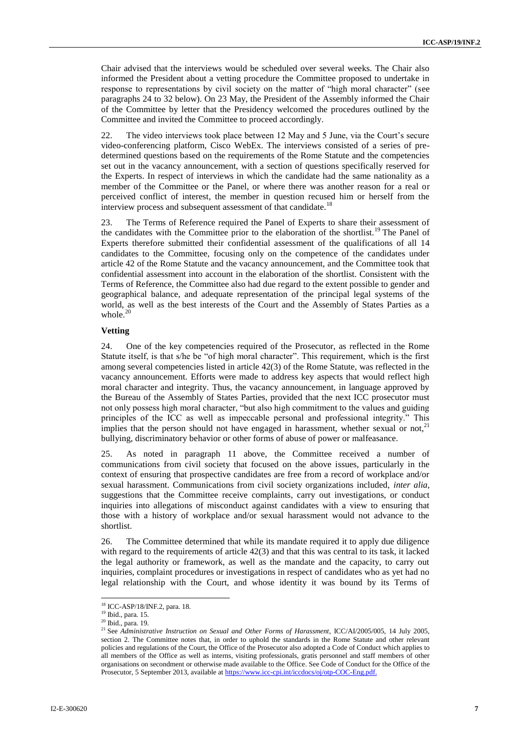Chair advised that the interviews would be scheduled over several weeks. The Chair also informed the President about a vetting procedure the Committee proposed to undertake in response to representations by civil society on the matter of "high moral character" (see paragraphs 24 to 32 below). On 23 May, the President of the Assembly informed the Chair of the Committee by letter that the Presidency welcomed the procedures outlined by the Committee and invited the Committee to proceed accordingly.

22. The video interviews took place between 12 May and 5 June, via the Court's secure video-conferencing platform, Cisco WebEx. The interviews consisted of a series of pre-determined questions based on the requirements of the Rome Statute and the competencies set out in the vacancy announcement, with a section of questions specifically reserved for the Experts. In respect of interviews in which the candidate had the same nationality as a member of the Committee or the Panel, or where there was another reason for a real or perceived conflict of interest, the member in question recused him or herself from the interview process and subsequent assessment of that candidate.[18]

23. The Terms of Reference required the Panel of Experts to share their assessment of the candidates with the Committee prior to the elaboration of the shortlist.[19] The Panel of Experts therefore submitted their confidential assessment of the qualifications of all 14 candidates to the Committee, focusing only on the competence of the candidates under article 42 of the Rome Statute and the vacancy announcement, and the Committee took that confidential assessment into account in the elaboration of the shortlist. Consistent with the Terms of Reference, the Committee also had due regard to the extent possible to gender and geographical balance, and adequate representation of the principal legal systems of the world, as well as the best interests of the Court and the Assembly of States Parties as a whole.[20]

### Vetting

24. One of the key competencies required of the Prosecutor, as reflected in the Rome Statute itself, is that s/he be "of high moral character". This requirement, which is the first among several competencies listed in article 42(3) of the Rome Statute, was reflected in the vacancy announcement. Efforts were made to address key aspects that would reflect high moral character and integrity. Thus, the vacancy announcement, in language approved by the Bureau of the Assembly of States Parties, provided that the next ICC prosecutor must not only possess high moral character, "but also high commitment to the values and guiding principles of the ICC as well as impeccable personal and professional integrity." This implies that the person should not have engaged in harassment, whether sexual or not,[21] bullying, discriminatory behavior or other forms of abuse of power or malfeasance.

25. As noted in paragraph 11 above, the Committee received a number of communications from civil society that focused on the above issues, particularly in the context of ensuring that prospective candidates are free from a record of workplace and/or sexual harassment. Communications from civil society organizations included, *inter alia*, suggestions that the Committee receive complaints, carry out investigations, or conduct inquiries into allegations of misconduct against candidates with a view to ensuring that those with a history of workplace and/or sexual harassment would not advance to the shortlist.

26. The Committee determined that while its mandate required it to apply due diligence with regard to the requirements of article 42(3) and that this was central to its task, it lacked the legal authority or framework, as well as the mandate and the capacity, to carry out inquiries, complaint procedures or investigations in respect of candidates who as yet had no legal relationship with the Court, and whose identity it was bound by its Terms of

---

[18] ICC-ASP/18/INF.2, para. 18.

[19] Ibid., para. 15.

[20] Ibid., para. 19.

[21] See *Administrative Instruction on Sexual and Other Forms of Harassment*, ICC/AI/2005/005, 14 July 2005, section 2. The Committee notes that, in order to uphold the standards in the Rome Statute and other relevant policies and regulations of the Court, the Office of the Prosecutor also adopted a Code of Conduct which applies to all members of the Office as well as interns, visiting professionals, gratis personnel and staff members of other organisations on secondment or otherwise made available to the Office. See Code of Conduct for the Office of the Prosecutor, 5 September 2013, available at https://www.icc-cpi.int/iccdocs/oj/otp-COC-Eng.pdf.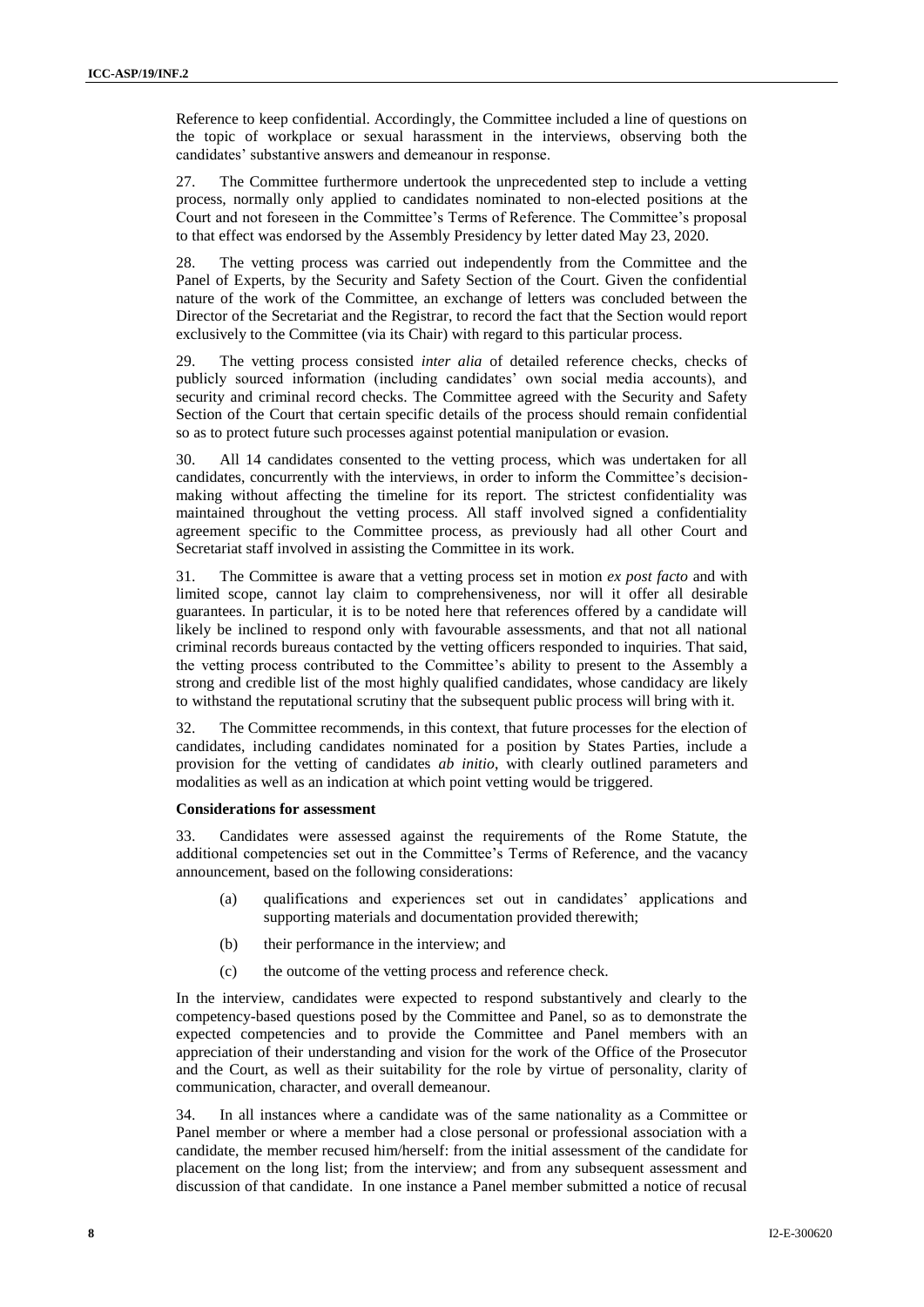Reference to keep confidential. Accordingly, the Committee included a line of questions on the topic of workplace or sexual harassment in the interviews, observing both the candidates' substantive answers and demeanour in response.

27. The Committee furthermore undertook the unprecedented step to include a vetting process, normally only applied to candidates nominated to non-elected positions at the Court and not foreseen in the Committee's Terms of Reference. The Committee's proposal to that effect was endorsed by the Assembly Presidency by letter dated May 23, 2020.

28. The vetting process was carried out independently from the Committee and the Panel of Experts, by the Security and Safety Section of the Court. Given the confidential nature of the work of the Committee, an exchange of letters was concluded between the Director of the Secretariat and the Registrar, to record the fact that the Section would report exclusively to the Committee (via its Chair) with regard to this particular process.

29. The vetting process consisted *inter alia* of detailed reference checks, checks of publicly sourced information (including candidates' own social media accounts), and security and criminal record checks. The Committee agreed with the Security and Safety Section of the Court that certain specific details of the process should remain confidential so as to protect future such processes against potential manipulation or evasion.

30. All 14 candidates consented to the vetting process, which was undertaken for all candidates, concurrently with the interviews, in order to inform the Committee's decision-making without affecting the timeline for its report. The strictest confidentiality was maintained throughout the vetting process. All staff involved signed a confidentiality agreement specific to the Committee process, as previously had all other Court and Secretariat staff involved in assisting the Committee in its work.

31. The Committee is aware that a vetting process set in motion *ex post facto* and with limited scope, cannot lay claim to comprehensiveness, nor will it offer all desirable guarantees. In particular, it is to be noted here that references offered by a candidate will likely be inclined to respond only with favourable assessments, and that not all national criminal records bureaus contacted by the vetting officers responded to inquiries. That said, the vetting process contributed to the Committee's ability to present to the Assembly a strong and credible list of the most highly qualified candidates, whose candidacy are likely to withstand the reputational scrutiny that the subsequent public process will bring with it.

32. The Committee recommends, in this context, that future processes for the election of candidates, including candidates nominated for a position by States Parties, include a provision for the vetting of candidates *ab initio*, with clearly outlined parameters and modalities as well as an indication at which point vetting would be triggered.

**Considerations for assessment**

33. Candidates were assessed against the requirements of the Rome Statute, the additional competencies set out in the Committee's Terms of Reference, and the vacancy announcement, based on the following considerations:

(a) qualifications and experiences set out in candidates' applications and supporting materials and documentation provided therewith;

(b) their performance in the interview; and

(c) the outcome of the vetting process and reference check.

In the interview, candidates were expected to respond substantively and clearly to the competency-based questions posed by the Committee and Panel, so as to demonstrate the expected competencies and to provide the Committee and Panel members with an appreciation of their understanding and vision for the work of the Office of the Prosecutor and the Court, as well as their suitability for the role by virtue of personality, clarity of communication, character, and overall demeanour.

34. In all instances where a candidate was of the same nationality as a Committee or Panel member or where a member had a close personal or professional association with a candidate, the member recused him/herself: from the initial assessment of the candidate for placement on the long list; from the interview; and from any subsequent assessment and discussion of that candidate. In one instance a Panel member submitted a notice of recusal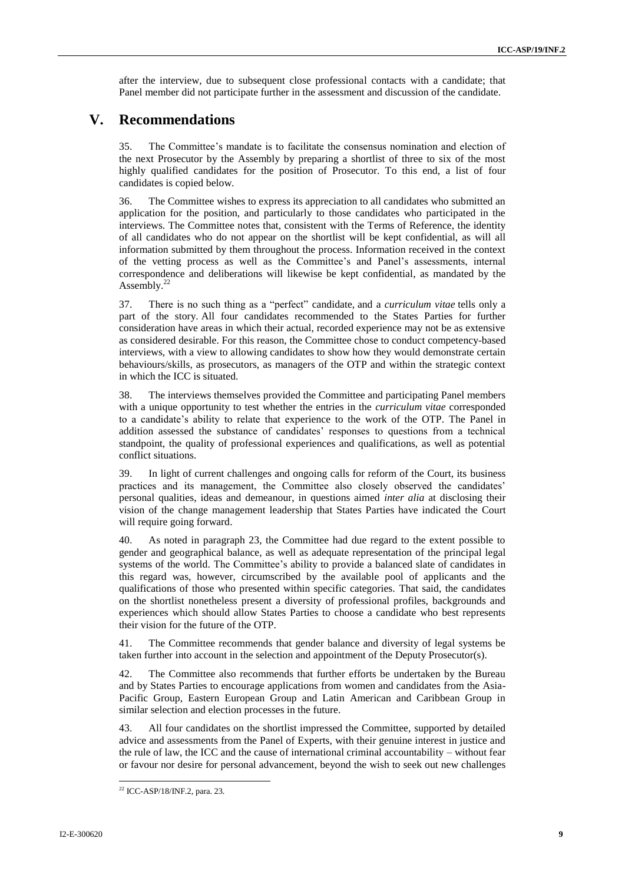after the interview, due to subsequent close professional contacts with a candidate; that Panel member did not participate further in the assessment and discussion of the candidate.

## V. Recommendations

35. The Committee's mandate is to facilitate the consensus nomination and election of the next Prosecutor by the Assembly by preparing a shortlist of three to six of the most highly qualified candidates for the position of Prosecutor. To this end, a list of four candidates is copied below.

36. The Committee wishes to express its appreciation to all candidates who submitted an application for the position, and particularly to those candidates who participated in the interviews. The Committee notes that, consistent with the Terms of Reference, the identity of all candidates who do not appear on the shortlist will be kept confidential, as will all information submitted by them throughout the process. Information received in the context of the vetting process as well as the Committee's and Panel's assessments, internal correspondence and deliberations will likewise be kept confidential, as mandated by the Assembly.[22]

37. There is no such thing as a "perfect" candidate, and a *curriculum vitae* tells only a part of the story. All four candidates recommended to the States Parties for further consideration have areas in which their actual, recorded experience may not be as extensive as considered desirable. For this reason, the Committee chose to conduct competency-based interviews, with a view to allowing candidates to show how they would demonstrate certain behaviours/skills, as prosecutors, as managers of the OTP and within the strategic context in which the ICC is situated.

38. The interviews themselves provided the Committee and participating Panel members with a unique opportunity to test whether the entries in the *curriculum vitae* corresponded to a candidate's ability to relate that experience to the work of the OTP. The Panel in addition assessed the substance of candidates' responses to questions from a technical standpoint, the quality of professional experiences and qualifications, as well as potential conflict situations.

39. In light of current challenges and ongoing calls for reform of the Court, its business practices and its management, the Committee also closely observed the candidates' personal qualities, ideas and demeanour, in questions aimed *inter alia* at disclosing their vision of the change management leadership that States Parties have indicated the Court will require going forward.

40. As noted in paragraph 23, the Committee had due regard to the extent possible to gender and geographical balance, as well as adequate representation of the principal legal systems of the world. The Committee's ability to provide a balanced slate of candidates in this regard was, however, circumscribed by the available pool of applicants and the qualifications of those who presented within specific categories. That said, the candidates on the shortlist nonetheless present a diversity of professional profiles, backgrounds and experiences which should allow States Parties to choose a candidate who best represents their vision for the future of the OTP.

41. The Committee recommends that gender balance and diversity of legal systems be taken further into account in the selection and appointment of the Deputy Prosecutor(s).

42. The Committee also recommends that further efforts be undertaken by the Bureau and by States Parties to encourage applications from women and candidates from the Asia-Pacific Group, Eastern European Group and Latin American and Caribbean Group in similar selection and election processes in the future.

43. All four candidates on the shortlist impressed the Committee, supported by detailed advice and assessments from the Panel of Experts, with their genuine interest in justice and the rule of law, the ICC and the cause of international criminal accountability – without fear or favour nor desire for personal advancement, beyond the wish to seek out new challenges

[22] ICC-ASP/18/INF.2, para. 23.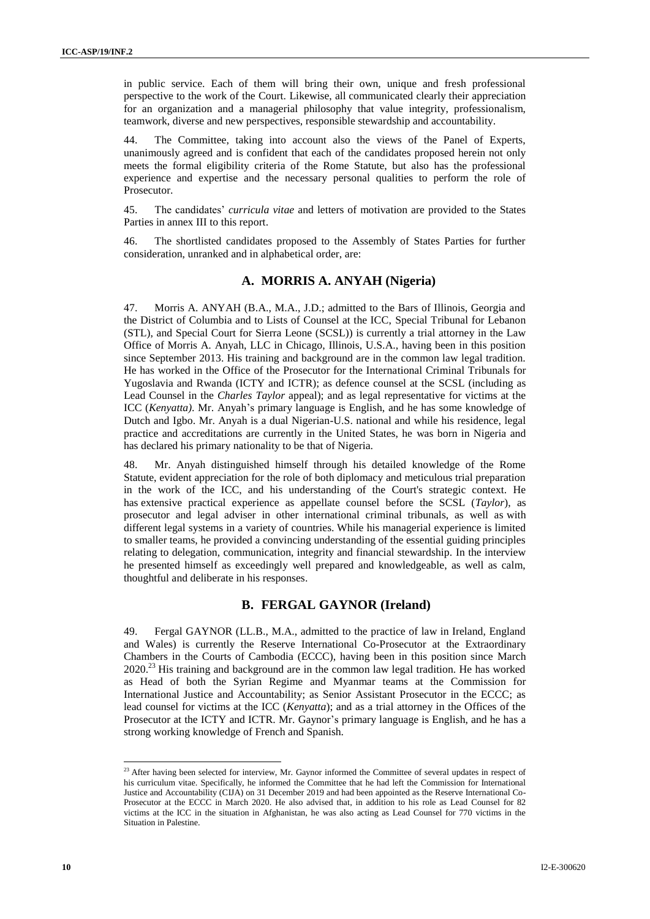in public service. Each of them will bring their own, unique and fresh professional perspective to the work of the Court. Likewise, all communicated clearly their appreciation for an organization and a managerial philosophy that value integrity, professionalism, teamwork, diverse and new perspectives, responsible stewardship and accountability.

44. The Committee, taking into account also the views of the Panel of Experts, unanimously agreed and is confident that each of the candidates proposed herein not only meets the formal eligibility criteria of the Rome Statute, but also has the professional experience and expertise and the necessary personal qualities to perform the role of Prosecutor.

45. The candidates' *curricula vitae* and letters of motivation are provided to the States Parties in annex III to this report.

46. The shortlisted candidates proposed to the Assembly of States Parties for further consideration, unranked and in alphabetical order, are:

## A. MORRIS A. ANYAH (Nigeria)

47. Morris A. ANYAH (B.A., M.A., J.D.; admitted to the Bars of Illinois, Georgia and the District of Columbia and to Lists of Counsel at the ICC, Special Tribunal for Lebanon (STL), and Special Court for Sierra Leone (SCSL)) is currently a trial attorney in the Law Office of Morris A. Anyah, LLC in Chicago, Illinois, U.S.A., having been in this position since September 2013. His training and background are in the common law legal tradition. He has worked in the Office of the Prosecutor for the International Criminal Tribunals for Yugoslavia and Rwanda (ICTY and ICTR); as defence counsel at the SCSL (including as Lead Counsel in the *Charles Taylor* appeal); and as legal representative for victims at the ICC (*Kenyatta)*. Mr. Anyah's primary language is English, and he has some knowledge of Dutch and Igbo. Mr. Anyah is a dual Nigerian-U.S. national and while his residence, legal practice and accreditations are currently in the United States, he was born in Nigeria and has declared his primary nationality to be that of Nigeria.

48. Mr. Anyah distinguished himself through his detailed knowledge of the Rome Statute, evident appreciation for the role of both diplomacy and meticulous trial preparation in the work of the ICC, and his understanding of the Court's strategic context. He has extensive practical experience as appellate counsel before the SCSL (*Taylor*), as prosecutor and legal adviser in other international criminal tribunals, as well as with different legal systems in a variety of countries. While his managerial experience is limited to smaller teams, he provided a convincing understanding of the essential guiding principles relating to delegation, communication, integrity and financial stewardship. In the interview he presented himself as exceedingly well prepared and knowledgeable, as well as calm, thoughtful and deliberate in his responses.

## B. FERGAL GAYNOR (Ireland)

49. Fergal GAYNOR (LL.B., M.A., admitted to the practice of law in Ireland, England and Wales) is currently the Reserve International Co-Prosecutor at the Extraordinary Chambers in the Courts of Cambodia (ECCC), having been in this position since March 2020.[23] His training and background are in the common law legal tradition. He has worked as Head of both the Syrian Regime and Myanmar teams at the Commission for International Justice and Accountability; as Senior Assistant Prosecutor in the ECCC; as lead counsel for victims at the ICC (*Kenyatta*); and as a trial attorney in the Offices of the Prosecutor at the ICTY and ICTR. Mr. Gaynor's primary language is English, and he has a strong working knowledge of French and Spanish.

---

[23] After having been selected for interview, Mr. Gaynor informed the Committee of several updates in respect of his curriculum vitae. Specifically, he informed the Committee that he had left the Commission for International Justice and Accountability (CIJA) on 31 December 2019 and had been appointed as the Reserve International Co-Prosecutor at the ECCC in March 2020. He also advised that, in addition to his role as Lead Counsel for 82 victims at the ICC in the situation in Afghanistan, he was also acting as Lead Counsel for 770 victims in the Situation in Palestine.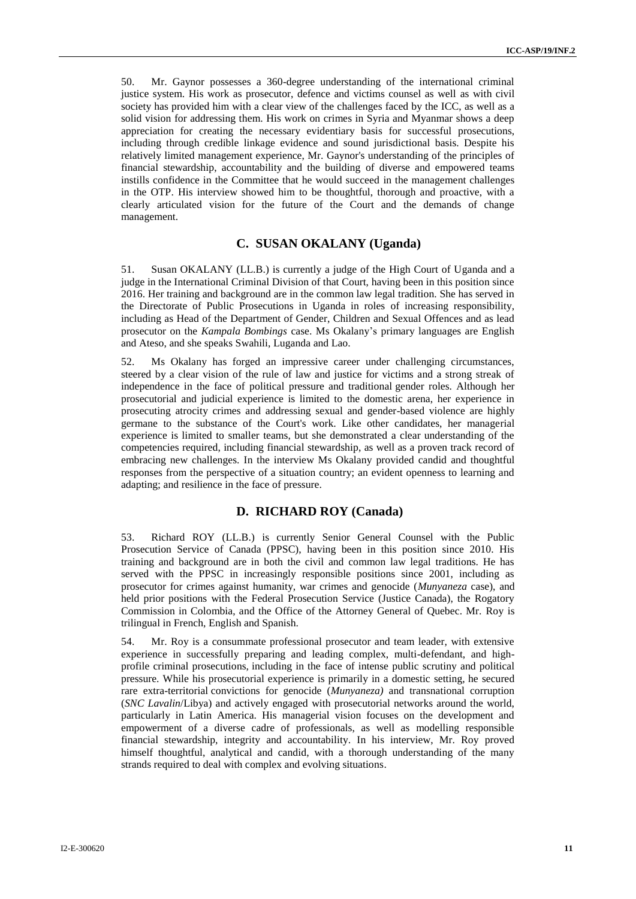50. Mr. Gaynor possesses a 360-degree understanding of the international criminal justice system. His work as prosecutor, defence and victims counsel as well as with civil society has provided him with a clear view of the challenges faced by the ICC, as well as a solid vision for addressing them. His work on crimes in Syria and Myanmar shows a deep appreciation for creating the necessary evidentiary basis for successful prosecutions, including through credible linkage evidence and sound jurisdictional basis. Despite his relatively limited management experience, Mr. Gaynor's understanding of the principles of financial stewardship, accountability and the building of diverse and empowered teams instills confidence in the Committee that he would succeed in the management challenges in the OTP. His interview showed him to be thoughtful, thorough and proactive, with a clearly articulated vision for the future of the Court and the demands of change management.

### C. SUSAN OKALANY (Uganda)

51. Susan OKALANY (LL.B.) is currently a judge of the High Court of Uganda and a judge in the International Criminal Division of that Court, having been in this position since 2016. Her training and background are in the common law legal tradition. She has served in the Directorate of Public Prosecutions in Uganda in roles of increasing responsibility, including as Head of the Department of Gender, Children and Sexual Offences and as lead prosecutor on the *Kampala Bombings* case. Ms Okalany's primary languages are English and Ateso, and she speaks Swahili, Luganda and Lao.

52. Ms Okalany has forged an impressive career under challenging circumstances, steered by a clear vision of the rule of law and justice for victims and a strong streak of independence in the face of political pressure and traditional gender roles. Although her prosecutorial and judicial experience is limited to the domestic arena, her experience in prosecuting atrocity crimes and addressing sexual and gender-based violence are highly germane to the substance of the Court's work. Like other candidates, her managerial experience is limited to smaller teams, but she demonstrated a clear understanding of the competencies required, including financial stewardship, as well as a proven track record of embracing new challenges. In the interview Ms Okalany provided candid and thoughtful responses from the perspective of a situation country; an evident openness to learning and adapting; and resilience in the face of pressure.

### D. RICHARD ROY (Canada)

53. Richard ROY (LL.B.) is currently Senior General Counsel with the Public Prosecution Service of Canada (PPSC), having been in this position since 2010. His training and background are in both the civil and common law legal traditions. He has served with the PPSC in increasingly responsible positions since 2001, including as prosecutor for crimes against humanity, war crimes and genocide (*Munyaneza* case), and held prior positions with the Federal Prosecution Service (Justice Canada), the Rogatory Commission in Colombia, and the Office of the Attorney General of Quebec. Mr. Roy is trilingual in French, English and Spanish.

54. Mr. Roy is a consummate professional prosecutor and team leader, with extensive experience in successfully preparing and leading complex, multi-defendant, and high-profile criminal prosecutions, including in the face of intense public scrutiny and political pressure. While his prosecutorial experience is primarily in a domestic setting, he secured rare extra-territorial convictions for genocide (*Munyaneza)* and transnational corruption (*SNC Lavalin*/Libya) and actively engaged with prosecutorial networks around the world, particularly in Latin America. His managerial vision focuses on the development and empowerment of a diverse cadre of professionals, as well as modelling responsible financial stewardship, integrity and accountability. In his interview, Mr. Roy proved himself thoughtful, analytical and candid, with a thorough understanding of the many strands required to deal with complex and evolving situations.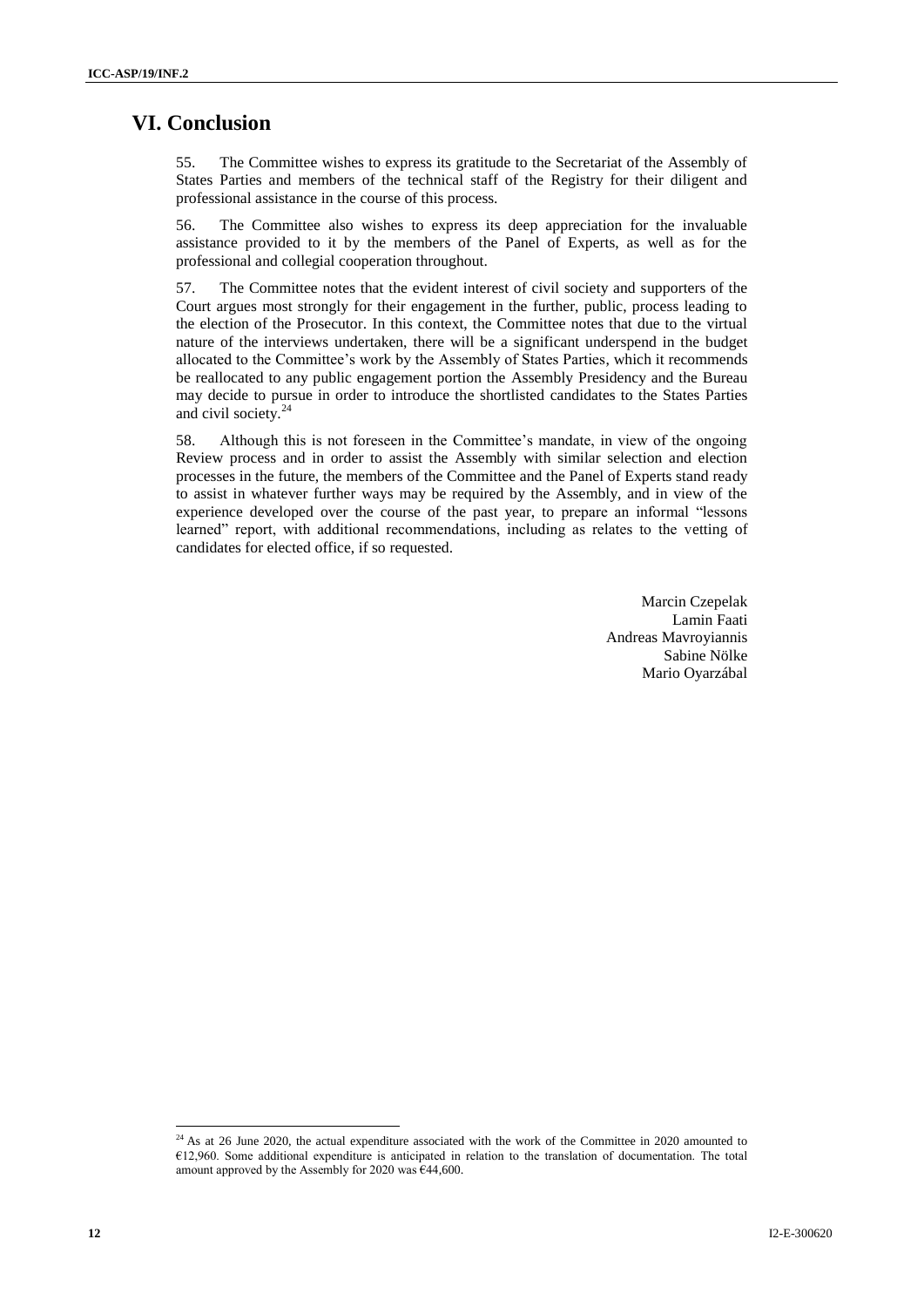# VI. Conclusion

55. The Committee wishes to express its gratitude to the Secretariat of the Assembly of States Parties and members of the technical staff of the Registry for their diligent and professional assistance in the course of this process.

56. The Committee also wishes to express its deep appreciation for the invaluable assistance provided to it by the members of the Panel of Experts, as well as for the professional and collegial cooperation throughout.

57. The Committee notes that the evident interest of civil society and supporters of the Court argues most strongly for their engagement in the further, public, process leading to the election of the Prosecutor. In this context, the Committee notes that due to the virtual nature of the interviews undertaken, there will be a significant underspend in the budget allocated to the Committee's work by the Assembly of States Parties, which it recommends be reallocated to any public engagement portion the Assembly Presidency and the Bureau may decide to pursue in order to introduce the shortlisted candidates to the States Parties and civil society.[24]

58. Although this is not foreseen in the Committee's mandate, in view of the ongoing Review process and in order to assist the Assembly with similar selection and election processes in the future, the members of the Committee and the Panel of Experts stand ready to assist in whatever further ways may be required by the Assembly, and in view of the experience developed over the course of the past year, to prepare an informal "lessons learned" report, with additional recommendations, including as relates to the vetting of candidates for elected office, if so requested.

Marcin Czepelak
Lamin Faati
Andreas Mavroyiannis
Sabine Nölke
Mario Oyarzábal

[24] As at 26 June 2020, the actual expenditure associated with the work of the Committee in 2020 amounted to €12,960. Some additional expenditure is anticipated in relation to the translation of documentation. The total amount approved by the Assembly for 2020 was €44,600.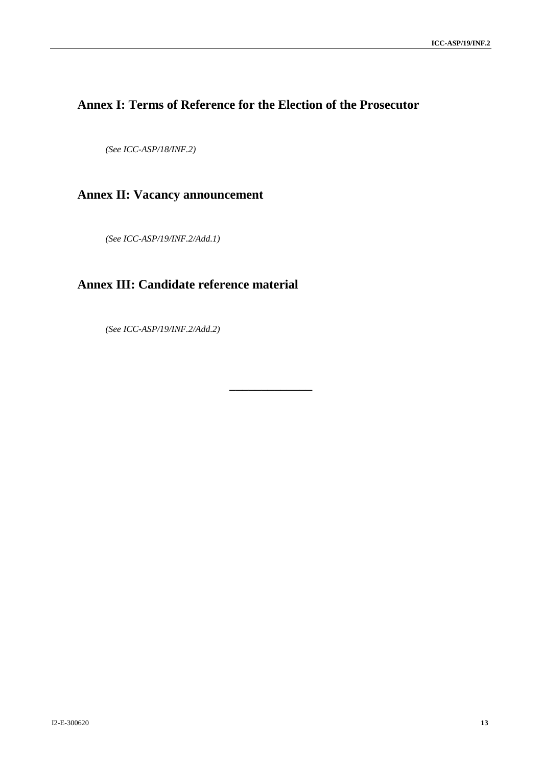## Annex I: Terms of Reference for the Election of the Prosecutor

*(See ICC-ASP/18/INF.2)*

## Annex II: Vacancy announcement

*(See ICC-ASP/19/INF.2/Add.1)*

## Annex III: Candidate reference material

*(See ICC-ASP/19/INF.2/Add.2)*

---